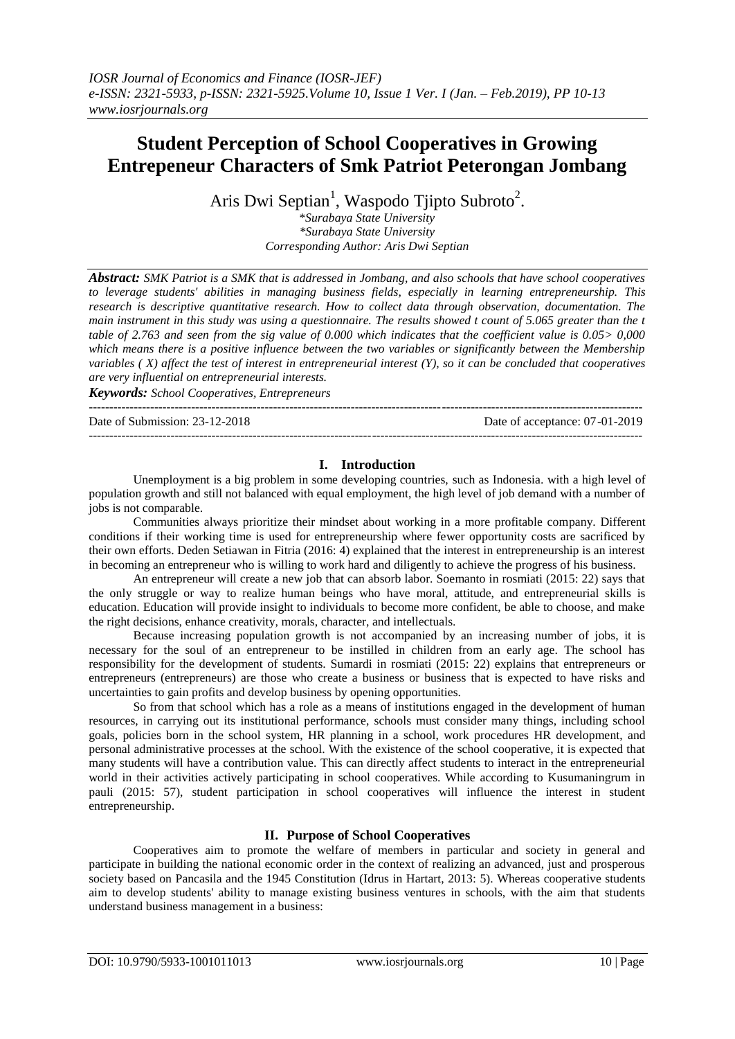# Student Perception of School Cooperatives in Growing Entrepeneur Characters of Smk Patriot Peterongan Jombang

Aris Dwi Septian[1], Waspodo Tjipto Subroto[2].

*Surabaya State University*
*Surabaya State University*
*Corresponding Author: Aris Dwi Septian*

***Abstract:*** *SMK Patriot is a SMK that is addressed in Jombang, and also schools that have school cooperatives to leverage students' abilities in managing business fields, especially in learning entrepreneurship. This research is descriptive quantitative research. How to collect data through observation, documentation. The main instrument in this study was using a questionnaire. The results showed t count of 5.065 greater than the t table of 2.763 and seen from the sig value of 0.000 which indicates that the coefficient value is 0.05> 0,000 which means there is a positive influence between the two variables or significantly between the Membership variables ( X) affect the test of interest in entrepreneurial interest (Y), so it can be concluded that cooperatives are very influential on entrepreneurial interests.*

***Keywords:*** *School Cooperatives, Entrepreneurs*

---

Date of Submission: 23-12-2018 Date of acceptance: 07-01-2019

---

## I. Introduction

Unemployment is a big problem in some developing countries, such as Indonesia. with a high level of population growth and still not balanced with equal employment, the high level of job demand with a number of jobs is not comparable.

Communities always prioritize their mindset about working in a more profitable company. Different conditions if their working time is used for entrepreneurship where fewer opportunity costs are sacrificed by their own efforts. Deden Setiawan in Fitria (2016: 4) explained that the interest in entrepreneurship is an interest in becoming an entrepreneur who is willing to work hard and diligently to achieve the progress of his business.

An entrepreneur will create a new job that can absorb labor. Soemanto in rosmiati (2015: 22) says that the only struggle or way to realize human beings who have moral, attitude, and entrepreneurial skills is education. Education will provide insight to individuals to become more confident, be able to choose, and make the right decisions, enhance creativity, morals, character, and intellectuals.

Because increasing population growth is not accompanied by an increasing number of jobs, it is necessary for the soul of an entrepreneur to be instilled in children from an early age. The school has responsibility for the development of students. Sumardi in rosmiati (2015: 22) explains that entrepreneurs or entrepreneurs (entrepreneurs) are those who create a business or business that is expected to have risks and uncertainties to gain profits and develop business by opening opportunities.

So from that school which has a role as a means of institutions engaged in the development of human resources, in carrying out its institutional performance, schools must consider many things, including school goals, policies born in the school system, HR planning in a school, work procedures HR development, and personal administrative processes at the school. With the existence of the school cooperative, it is expected that many students will have a contribution value. This can directly affect students to interact in the entrepreneurial world in their activities actively participating in school cooperatives. While according to Kusumaningrum in pauli (2015: 57), student participation in school cooperatives will influence the interest in student entrepreneurship.

## II. Purpose of School Cooperatives

Cooperatives aim to promote the welfare of members in particular and society in general and participate in building the national economic order in the context of realizing an advanced, just and prosperous society based on Pancasila and the 1945 Constitution (Idrus in Hartart, 2013: 5). Whereas cooperative students aim to develop students' ability to manage existing business ventures in schools, with the aim that students understand business management in a business: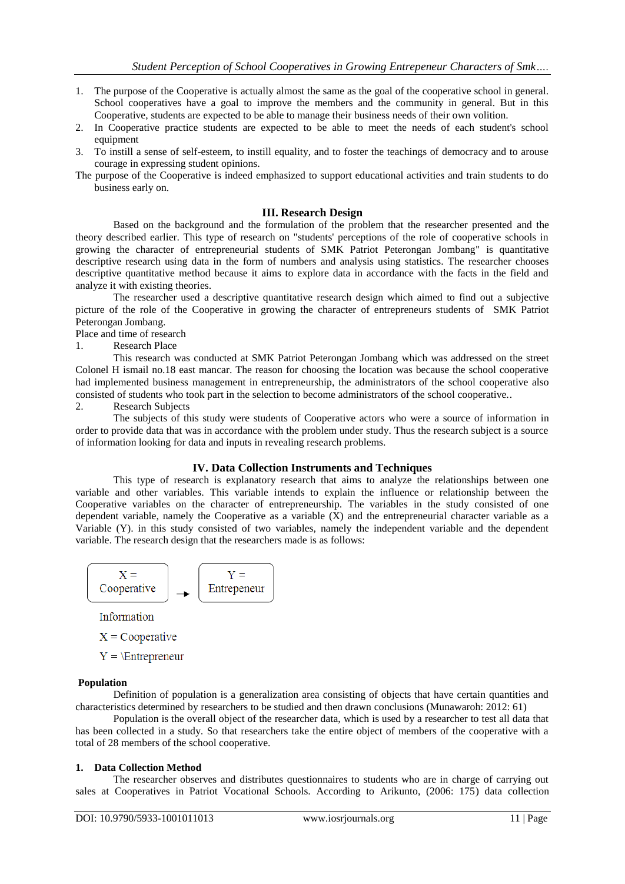1. The purpose of the Cooperative is actually almost the same as the goal of the cooperative school in general. School cooperatives have a goal to improve the members and the community in general. But in this Cooperative, students are expected to be able to manage their business needs of their own volition.
2. In Cooperative practice students are expected to be able to meet the needs of each student's school equipment
3. To instill a sense of self-esteem, to instill equality, and to foster the teachings of democracy and to arouse courage in expressing student opinions.

The purpose of the Cooperative is indeed emphasized to support educational activities and train students to do business early on.

## III. Research Design

Based on the background and the formulation of the problem that the researcher presented and the theory described earlier. This type of research on "students' perceptions of the role of cooperative schools in growing the character of entrepreneurial students of SMK Patriot Peterongan Jombang" is quantitative descriptive research using data in the form of numbers and analysis using statistics. The researcher chooses descriptive quantitative method because it aims to explore data in accordance with the facts in the field and analyze it with existing theories.

The researcher used a descriptive quantitative research design which aimed to find out a subjective picture of the role of the Cooperative in growing the character of entrepreneurs students of SMK Patriot Peterongan Jombang.

Place and time of research

1. Research Place

This research was conducted at SMK Patriot Peterongan Jombang which was addressed on the street Colonel H ismail no.18 east mancar. The reason for choosing the location was because the school cooperative had implemented business management in entrepreneurship, the administrators of the school cooperative also consisted of students who took part in the selection to become administrators of the school cooperative..

2. Research Subjects

The subjects of this study were students of Cooperative actors who were a source of information in order to provide data that was in accordance with the problem under study. Thus the research subject is a source of information looking for data and inputs in revealing research problems.

## IV. Data Collection Instruments and Techniques

This type of research is explanatory research that aims to analyze the relationships between one variable and other variables. This variable intends to explain the influence or relationship between the Cooperative variables on the character of entrepreneurship. The variables in the study consisted of one dependent variable, namely the Cooperative as a variable (X) and the entrepreneurial character variable as a Variable (Y). in this study consisted of two variables, namely the independent variable and the dependent variable. The research design that the researchers made is as follows:

X = Cooperative → Y = Entrepeneur

Information

X = Cooperative

Y = \Entrepreneur

**Population**

Definition of population is a generalization area consisting of objects that have certain quantities and characteristics determined by researchers to be studied and then drawn conclusions (Munawaroh: 2012: 61)

Population is the overall object of the researcher data, which is used by a researcher to test all data that has been collected in a study. So that researchers take the entire object of members of the cooperative with a total of 28 members of the school cooperative.

**1. Data Collection Method**

The researcher observes and distributes questionnaires to students who are in charge of carrying out sales at Cooperatives in Patriot Vocational Schools. According to Arikunto, (2006: 175) data collection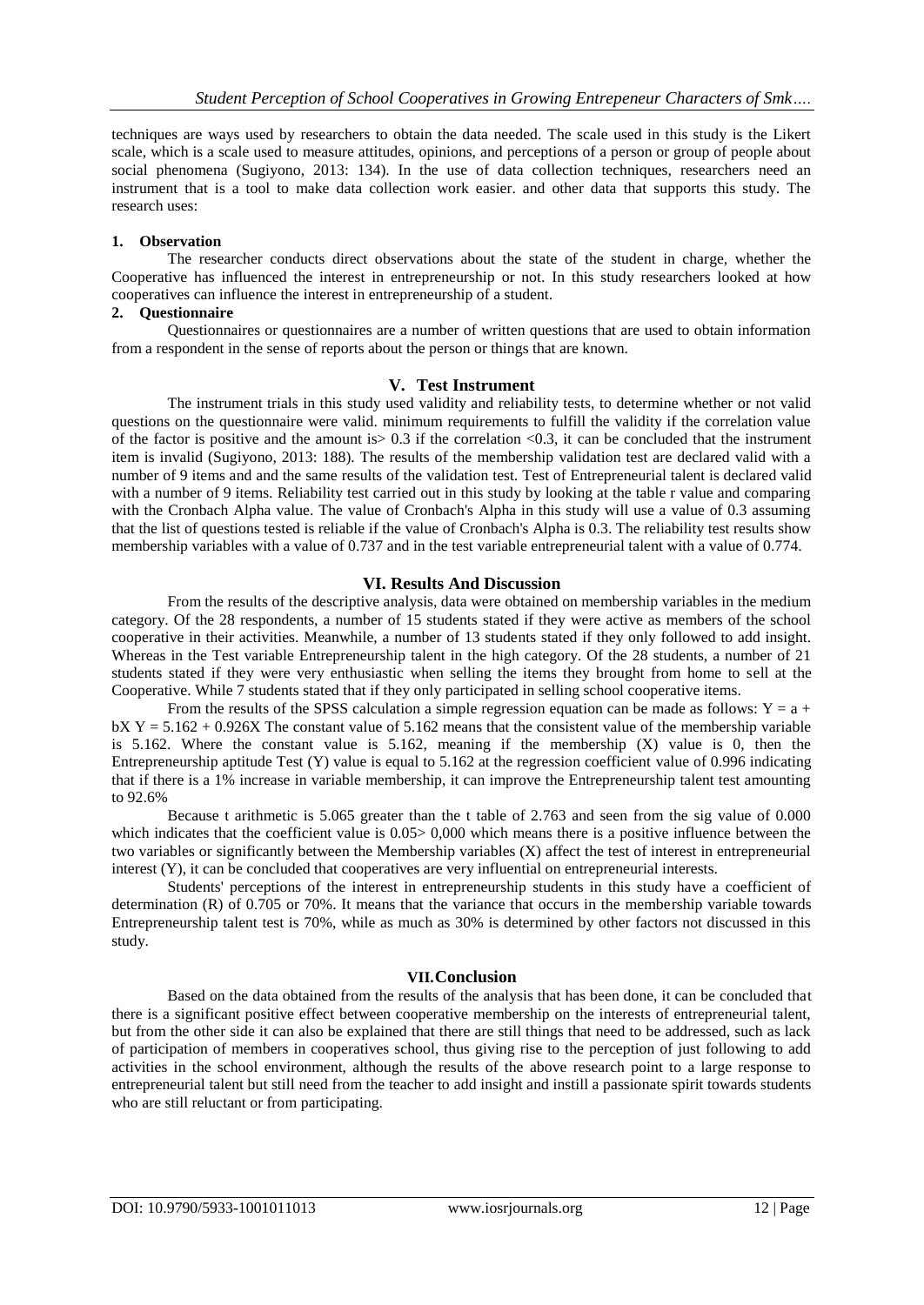techniques are ways used by researchers to obtain the data needed. The scale used in this study is the Likert scale, which is a scale used to measure attitudes, opinions, and perceptions of a person or group of people about social phenomena (Sugiyono, 2013: 134). In the use of data collection techniques, researchers need an instrument that is a tool to make data collection work easier. and other data that supports this study. The research uses:

**1. Observation**

The researcher conducts direct observations about the state of the student in charge, whether the Cooperative has influenced the interest in entrepreneurship or not. In this study researchers looked at how cooperatives can influence the interest in entrepreneurship of a student.

**2. Questionnaire**

Questionnaires or questionnaires are a number of written questions that are used to obtain information from a respondent in the sense of reports about the person or things that are known.

## V. Test Instrument

The instrument trials in this study used validity and reliability tests, to determine whether or not valid questions on the questionnaire were valid. minimum requirements to fulfill the validity if the correlation value of the factor is positive and the amount is> 0.3 if the correlation <0.3, it can be concluded that the instrument item is invalid (Sugiyono, 2013: 188). The results of the membership validation test are declared valid with a number of 9 items and and the same results of the validation test. Test of Entrepreneurial talent is declared valid with a number of 9 items. Reliability test carried out in this study by looking at the table r value and comparing with the Cronbach Alpha value. The value of Cronbach's Alpha in this study will use a value of 0.3 assuming that the list of questions tested is reliable if the value of Cronbach's Alpha is 0.3. The reliability test results show membership variables with a value of 0.737 and in the test variable entrepreneurial talent with a value of 0.774.

## VI. Results And Discussion

From the results of the descriptive analysis, data were obtained on membership variables in the medium category. Of the 28 respondents, a number of 15 students stated if they were active as members of the school cooperative in their activities. Meanwhile, a number of 13 students stated if they only followed to add insight. Whereas in the Test variable Entrepreneurship talent in the high category. Of the 28 students, a number of 21 students stated if they were very enthusiastic when selling the items they brought from home to sell at the Cooperative. While 7 students stated that if they only participated in selling school cooperative items.

From the results of the SPSS calculation a simple regression equation can be made as follows: $Y = a + bX$ $Y = 5.162 + 0.926X$ The constant value of 5.162 means that the consistent value of the membership variable is 5.162. Where the constant value is 5.162, meaning if the membership (X) value is 0, then the Entrepreneurship aptitude Test (Y) value is equal to 5.162 at the regression coefficient value of 0.996 indicating that if there is a 1% increase in variable membership, it can improve the Entrepreneurship talent test amounting to 92.6%

Because t arithmetic is 5.065 greater than the t table of 2.763 and seen from the sig value of 0.000 which indicates that the coefficient value is 0.05> 0,000 which means there is a positive influence between the two variables or significantly between the Membership variables (X) affect the test of interest in entrepreneurial interest (Y), it can be concluded that cooperatives are very influential on entrepreneurial interests.

Students' perceptions of the interest in entrepreneurship students in this study have a coefficient of determination (R) of 0.705 or 70%. It means that the variance that occurs in the membership variable towards Entrepreneurship talent test is 70%, while as much as 30% is determined by other factors not discussed in this study.

## VII. Conclusion

Based on the data obtained from the results of the analysis that has been done, it can be concluded that there is a significant positive effect between cooperative membership on the interests of entrepreneurial talent, but from the other side it can also be explained that there are still things that need to be addressed, such as lack of participation of members in cooperatives school, thus giving rise to the perception of just following to add activities in the school environment, although the results of the above research point to a large response to entrepreneurial talent but still need from the teacher to add insight and instill a passionate spirit towards students who are still reluctant or from participating.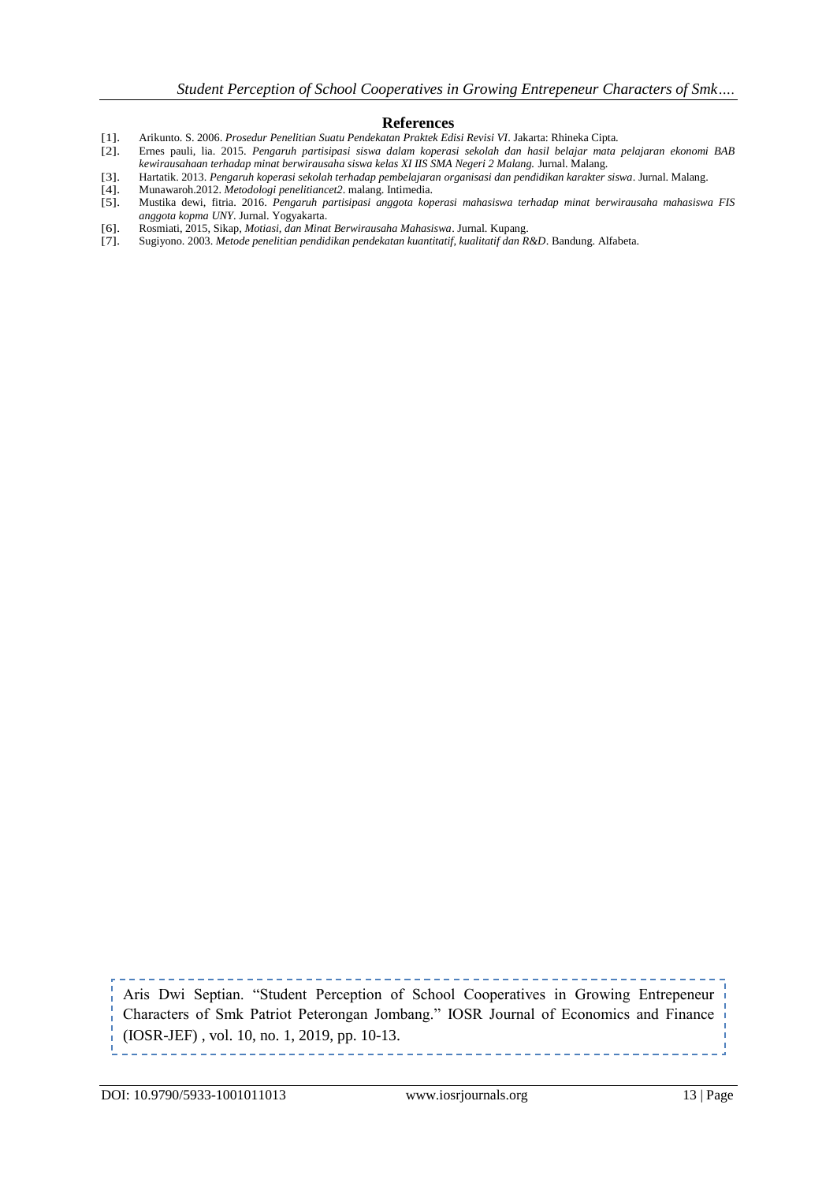## References

[1]. Arikunto. S. 2006. *Prosedur Penelitian Suatu Pendekatan Praktek Edisi Revisi VI*. Jakarta: Rhineka Cipta.

[2]. Ernes pauli, lia. 2015. *Pengaruh partisipasi siswa dalam koperasi sekolah dan hasil belajar mata pelajaran ekonomi BAB kewirausahaan terhadap minat berwirausaha siswa kelas XI IIS SMA Negeri 2 Malang.* Jurnal. Malang.

[3]. Hartatik. 2013. *Pengaruh koperasi sekolah terhadap pembelajaran organisasi dan pendidikan karakter siswa*. Jurnal. Malang.

[4]. Munawaroh.2012. *Metodologi penelitiancet2*. malang. Intimedia.

[5]. Mustika dewi, fitria. 2016. *Pengaruh partisipasi anggota koperasi mahasiswa terhadap minat berwirausaha mahasiswa FIS anggota kopma UNY*. Jurnal. Yogyakarta.

[6]. Rosmiati, 2015, Sikap, *Motiasi, dan Minat Berwirausaha Mahasiswa*. Jurnal. Kupang.

[7]. Sugiyono. 2003. *Metode penelitian pendidikan pendekatan kuantitatif, kualitatif dan R&D*. Bandung. Alfabeta.

Aris Dwi Septian. "Student Perception of School Cooperatives in Growing Entrepeneur Characters of Smk Patriot Peterongan Jombang." IOSR Journal of Economics and Finance (IOSR-JEF) , vol. 10, no. 1, 2019, pp. 10-13.